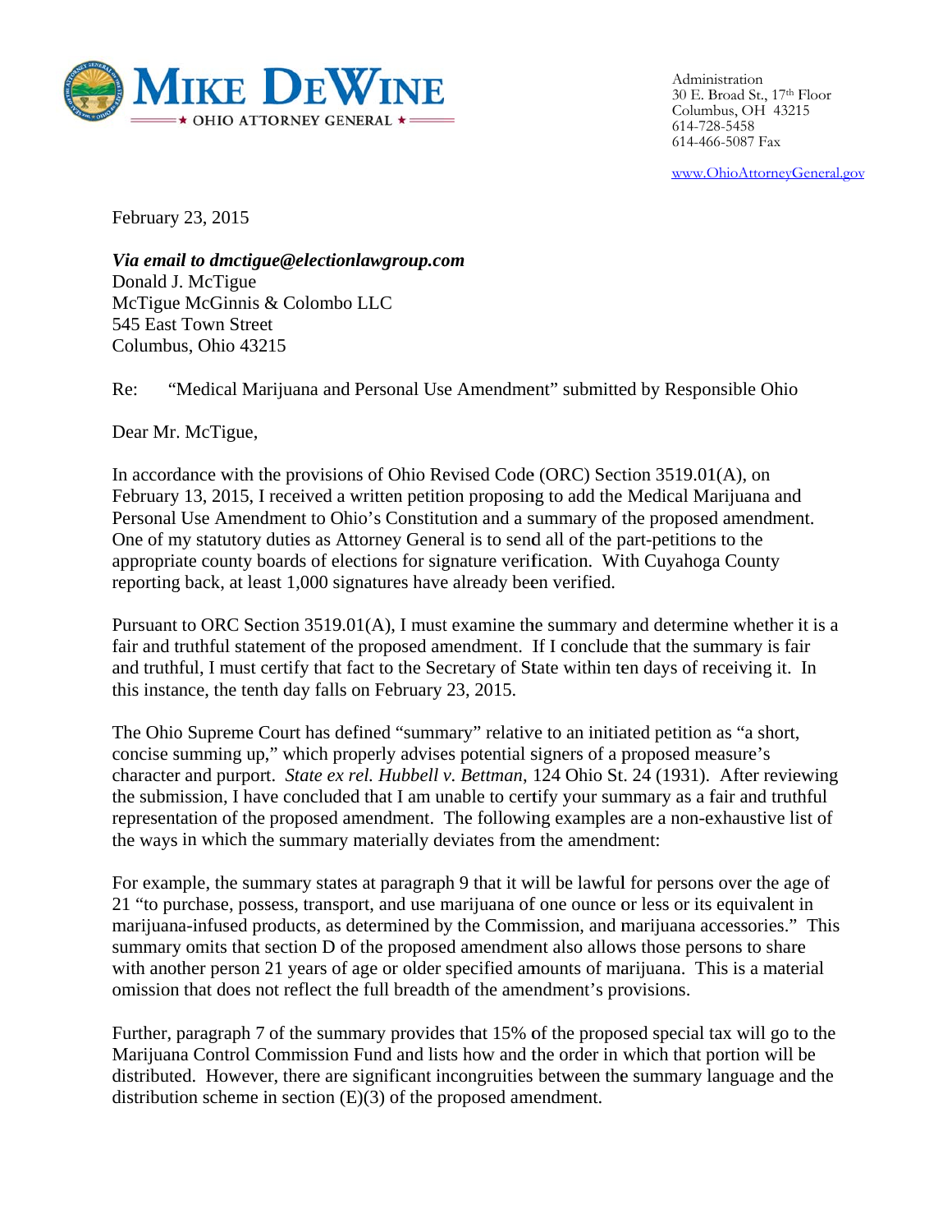**MIKE DEWINE**
**★ OHIO ATTORNEY GENERAL ★**

Administration
30 E. Broad St., 17th Floor
Columbus, OH 43215
614-728-5458
614-466-5087 Fax

www.OhioAttorneyGeneral.gov

February 23, 2015

***Via email to dmctigue@electionlawgroup.com***
Donald J. McTigue
McTigue McGinnis & Colombo LLC
545 East Town Street
Columbus, Ohio 43215

Re: "Medical Marijuana and Personal Use Amendment" submitted by Responsible Ohio

Dear Mr. McTigue,

In accordance with the provisions of Ohio Revised Code (ORC) Section 3519.01(A), on February 13, 2015, I received a written petition proposing to add the Medical Marijuana and Personal Use Amendment to Ohio's Constitution and a summary of the proposed amendment. One of my statutory duties as Attorney General is to send all of the part-petitions to the appropriate county boards of elections for signature verification. With Cuyahoga County reporting back, at least 1,000 signatures have already been verified.

Pursuant to ORC Section 3519.01(A), I must examine the summary and determine whether it is a fair and truthful statement of the proposed amendment. If I conclude that the summary is fair and truthful, I must certify that fact to the Secretary of State within ten days of receiving it. In this instance, the tenth day falls on February 23, 2015.

The Ohio Supreme Court has defined "summary" relative to an initiated petition as "a short, concise summing up," which properly advises potential signers of a proposed measure's character and purport. *State ex rel. Hubbell v. Bettman*, 124 Ohio St. 24 (1931). After reviewing the submission, I have concluded that I am unable to certify your summary as a fair and truthful representation of the proposed amendment. The following examples are a non-exhaustive list of the ways in which the summary materially deviates from the amendment:

For example, the summary states at paragraph 9 that it will be lawful for persons over the age of 21 "to purchase, possess, transport, and use marijuana of one ounce or less or its equivalent in marijuana-infused products, as determined by the Commission, and marijuana accessories." This summary omits that section D of the proposed amendment also allows those persons to share with another person 21 years of age or older specified amounts of marijuana. This is a material omission that does not reflect the full breadth of the amendment's provisions.

Further, paragraph 7 of the summary provides that 15% of the proposed special tax will go to the Marijuana Control Commission Fund and lists how and the order in which that portion will be distributed. However, there are significant incongruities between the summary language and the distribution scheme in section (E)(3) of the proposed amendment.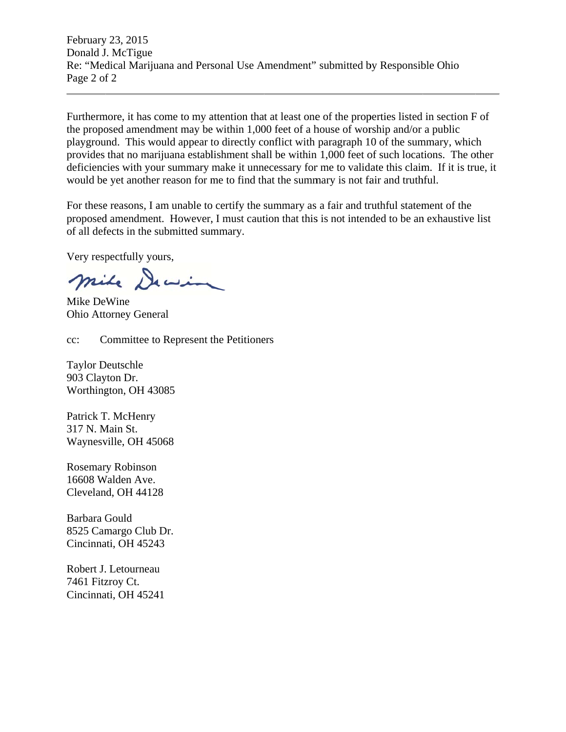Furthermore, it has come to my attention that at least one of the properties listed in section F of the proposed amendment may be within 1,000 feet of a house of worship and/or a public playground. This would appear to directly conflict with paragraph 10 of the summary, which provides that no marijuana establishment shall be within 1,000 feet of such locations. The other deficiencies with your summary make it unnecessary for me to validate this claim. If it is true, it would be yet another reason for me to find that the summary is not fair and truthful.

For these reasons, I am unable to certify the summary as a fair and truthful statement of the proposed amendment. However, I must caution that this is not intended to be an exhaustive list of all defects in the submitted summary.

Very respectfully yours,

Mike DeWine
Ohio Attorney General

cc: Committee to Represent the Petitioners

Taylor Deutschle
903 Clayton Dr.
Worthington, OH 43085

Patrick T. McHenry
317 N. Main St.
Waynesville, OH 45068

Rosemary Robinson
16608 Walden Ave.
Cleveland, OH 44128

Barbara Gould
8525 Camargo Club Dr.
Cincinnati, OH 45243

Robert J. Letourneau
7461 Fitzroy Ct.
Cincinnati, OH 45241